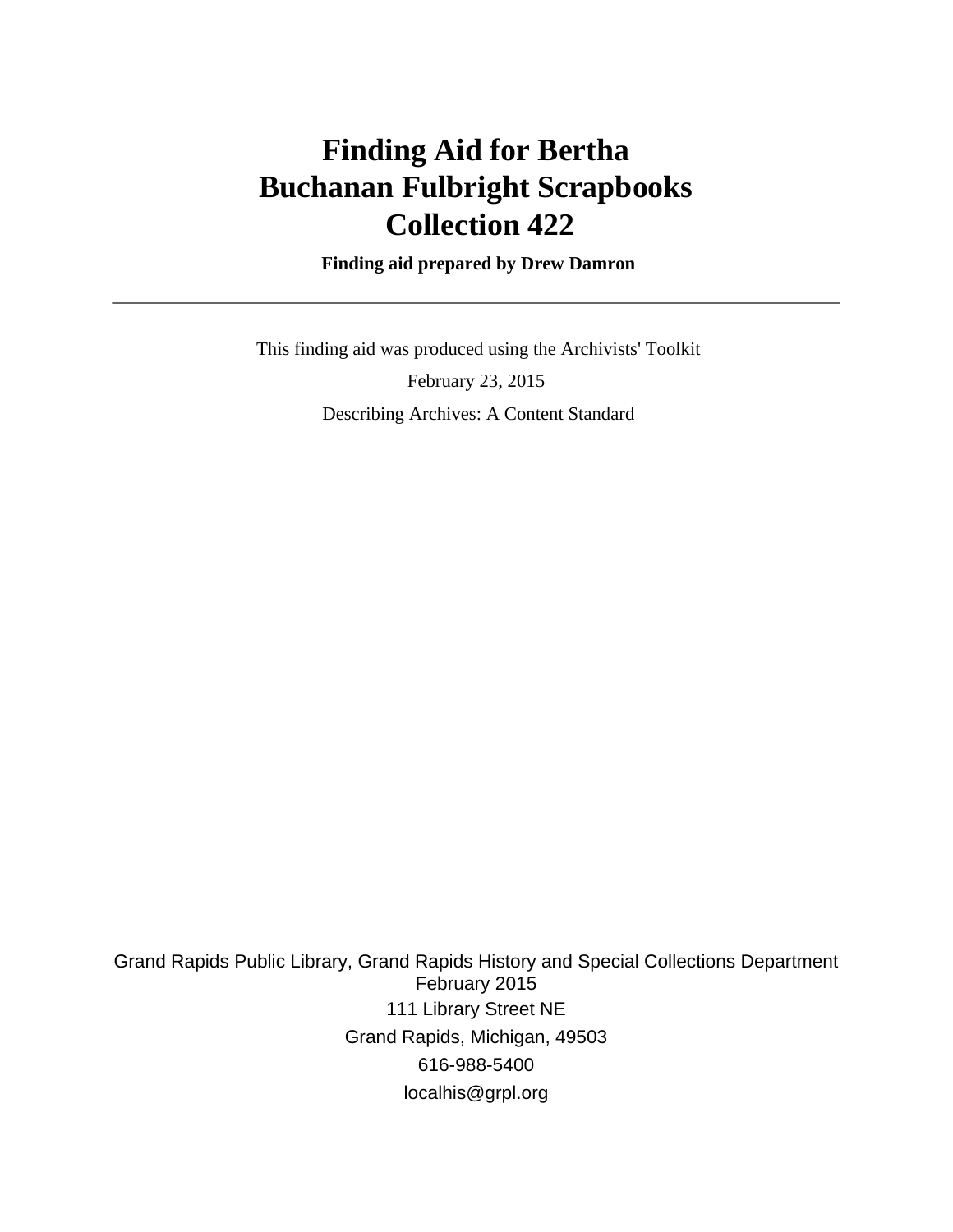# Finding Aid for Bertha Buchanan Fulbright Scrapbooks Collection 422

**Finding aid prepared by Drew Damron**

---

This finding aid was produced using the Archivists' Toolkit

February 23, 2015

Describing Archives: A Content Standard

Grand Rapids Public Library, Grand Rapids History and Special Collections Department
February 2015
111 Library Street NE
Grand Rapids, Michigan, 49503
616-988-5400
localhis@grpl.org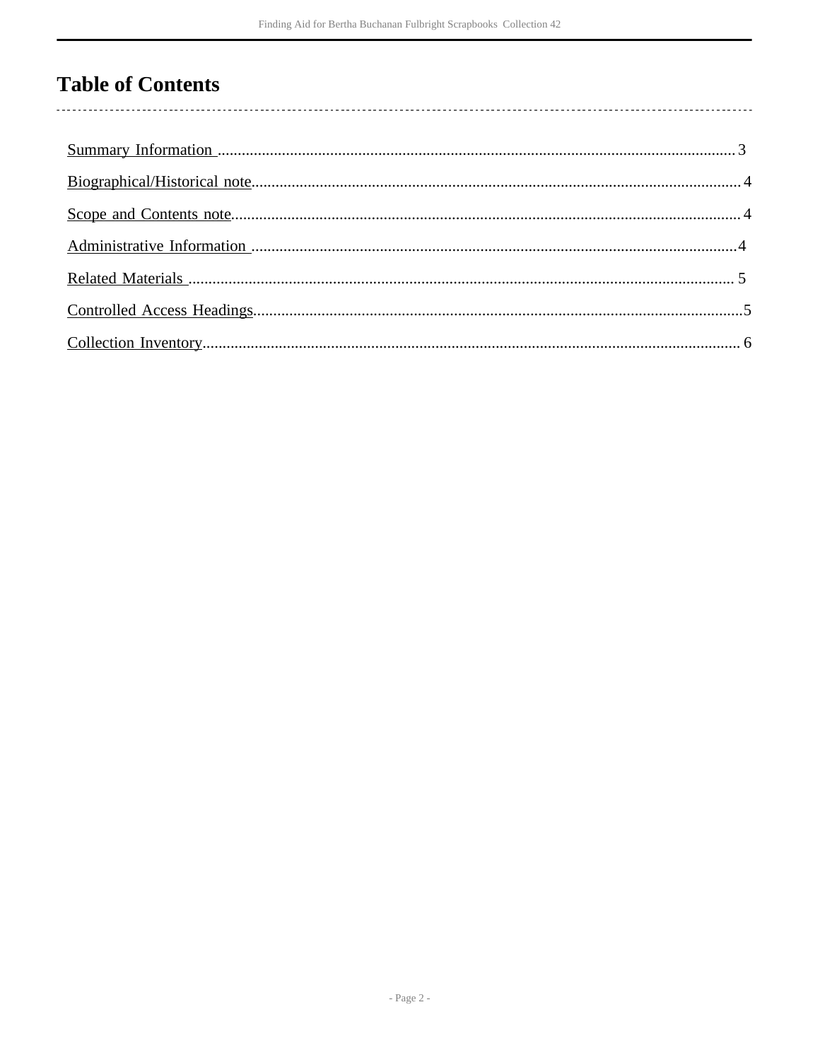# Table of Contents

- Summary Information ........ 3
- Biographical/Historical note........ 4
- Scope and Contents note........ 4
- Administrative Information ........ 4
- Related Materials ........ 5
- Controlled Access Headings........ 5
- Collection Inventory........ 6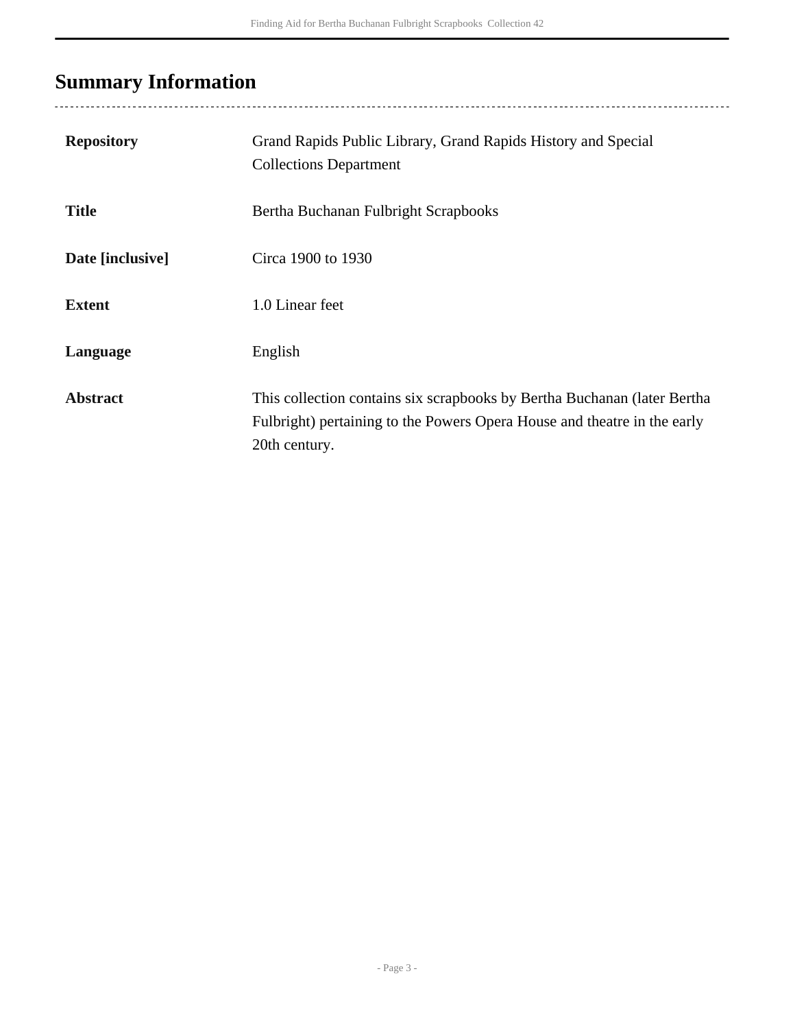## Summary Information

| | |
|---|---|
| **Repository** | Grand Rapids Public Library, Grand Rapids History and Special Collections Department |
| **Title** | Bertha Buchanan Fulbright Scrapbooks |
| **Date [inclusive]** | Circa 1900 to 1930 |
| **Extent** | 1.0 Linear feet |
| **Language** | English |
| **Abstract** | This collection contains six scrapbooks by Bertha Buchanan (later Bertha Fulbright) pertaining to the Powers Opera House and theatre in the early 20th century. |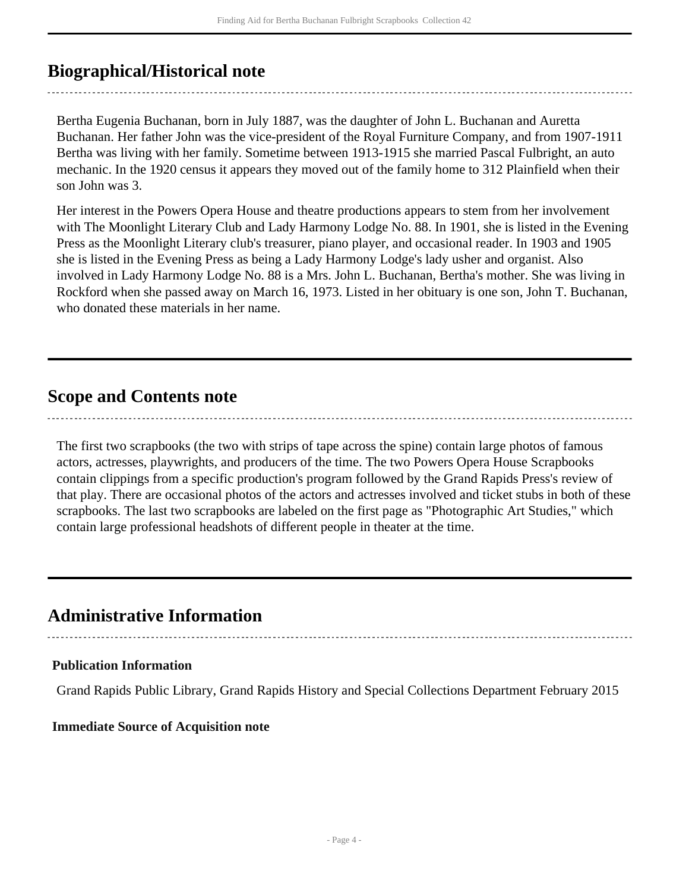## Biographical/Historical note

Bertha Eugenia Buchanan, born in July 1887, was the daughter of John L. Buchanan and Auretta Buchanan. Her father John was the vice-president of the Royal Furniture Company, and from 1907-1911 Bertha was living with her family. Sometime between 1913-1915 she married Pascal Fulbright, an auto mechanic. In the 1920 census it appears they moved out of the family home to 312 Plainfield when their son John was 3.

Her interest in the Powers Opera House and theatre productions appears to stem from her involvement with The Moonlight Literary Club and Lady Harmony Lodge No. 88. In 1901, she is listed in the Evening Press as the Moonlight Literary club's treasurer, piano player, and occasional reader. In 1903 and 1905 she is listed in the Evening Press as being a Lady Harmony Lodge's lady usher and organist. Also involved in Lady Harmony Lodge No. 88 is a Mrs. John L. Buchanan, Bertha's mother. She was living in Rockford when she passed away on March 16, 1973. Listed in her obituary is one son, John T. Buchanan, who donated these materials in her name.

## Scope and Contents note

The first two scrapbooks (the two with strips of tape across the spine) contain large photos of famous actors, actresses, playwrights, and producers of the time. The two Powers Opera House Scrapbooks contain clippings from a specific production's program followed by the Grand Rapids Press's review of that play. There are occasional photos of the actors and actresses involved and ticket stubs in both of these scrapbooks. The last two scrapbooks are labeled on the first page as "Photographic Art Studies," which contain large professional headshots of different people in theater at the time.

## Administrative Information

### Publication Information

Grand Rapids Public Library, Grand Rapids History and Special Collections Department February 2015

### Immediate Source of Acquisition note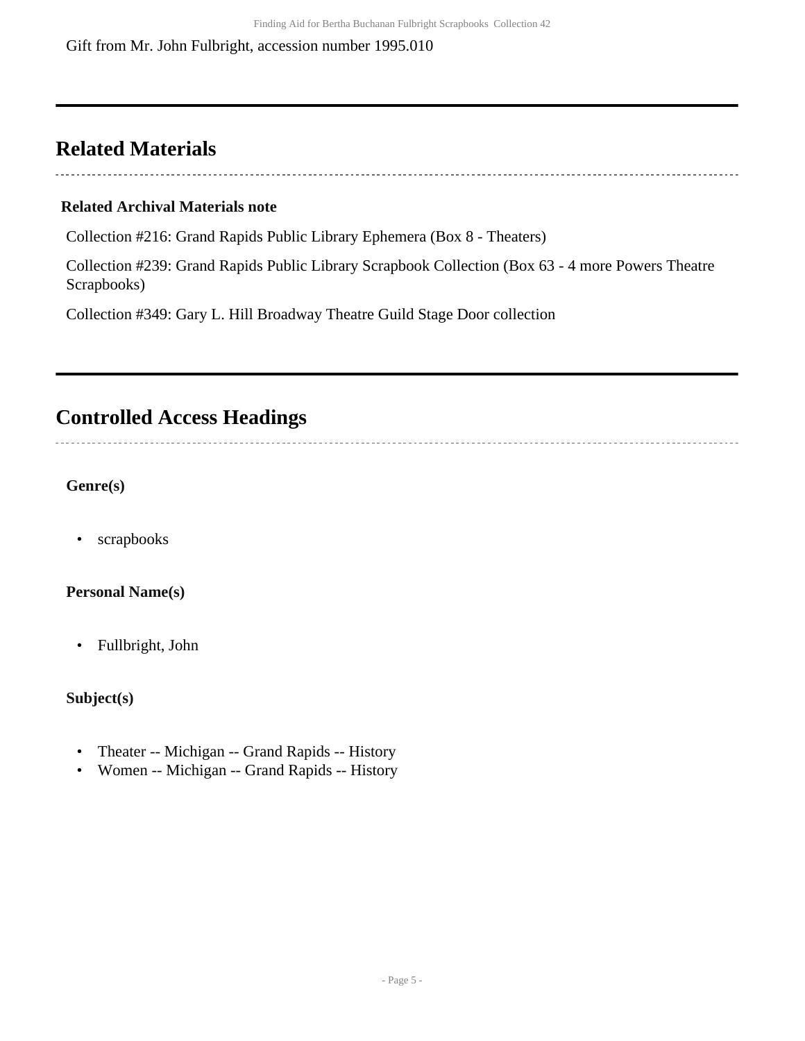Gift from Mr. John Fulbright, accession number 1995.010

## Related Materials

**Related Archival Materials note**

Collection #216: Grand Rapids Public Library Ephemera (Box 8 - Theaters)

Collection #239: Grand Rapids Public Library Scrapbook Collection (Box 63 - 4 more Powers Theatre Scrapbooks)

Collection #349: Gary L. Hill Broadway Theatre Guild Stage Door collection

## Controlled Access Headings

**Genre(s)**

- scrapbooks

**Personal Name(s)**

- Fullbright, John

**Subject(s)**

- Theater -- Michigan -- Grand Rapids -- History
- Women -- Michigan -- Grand Rapids -- History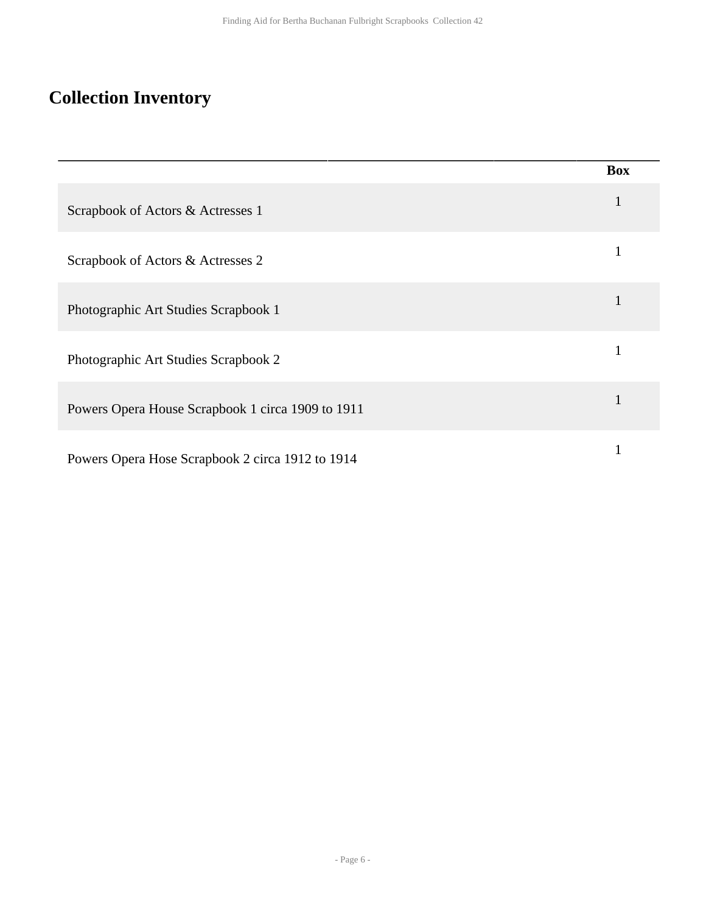## Collection Inventory

| | Box |
|---|---|
| Scrapbook of Actors & Actresses 1 | 1 |
| Scrapbook of Actors & Actresses 2 | 1 |
| Photographic Art Studies Scrapbook 1 | 1 |
| Photographic Art Studies Scrapbook 2 | 1 |
| Powers Opera House Scrapbook 1 circa 1909 to 1911 | 1 |
| Powers Opera Hose Scrapbook 2 circa 1912 to 1914 | 1 |